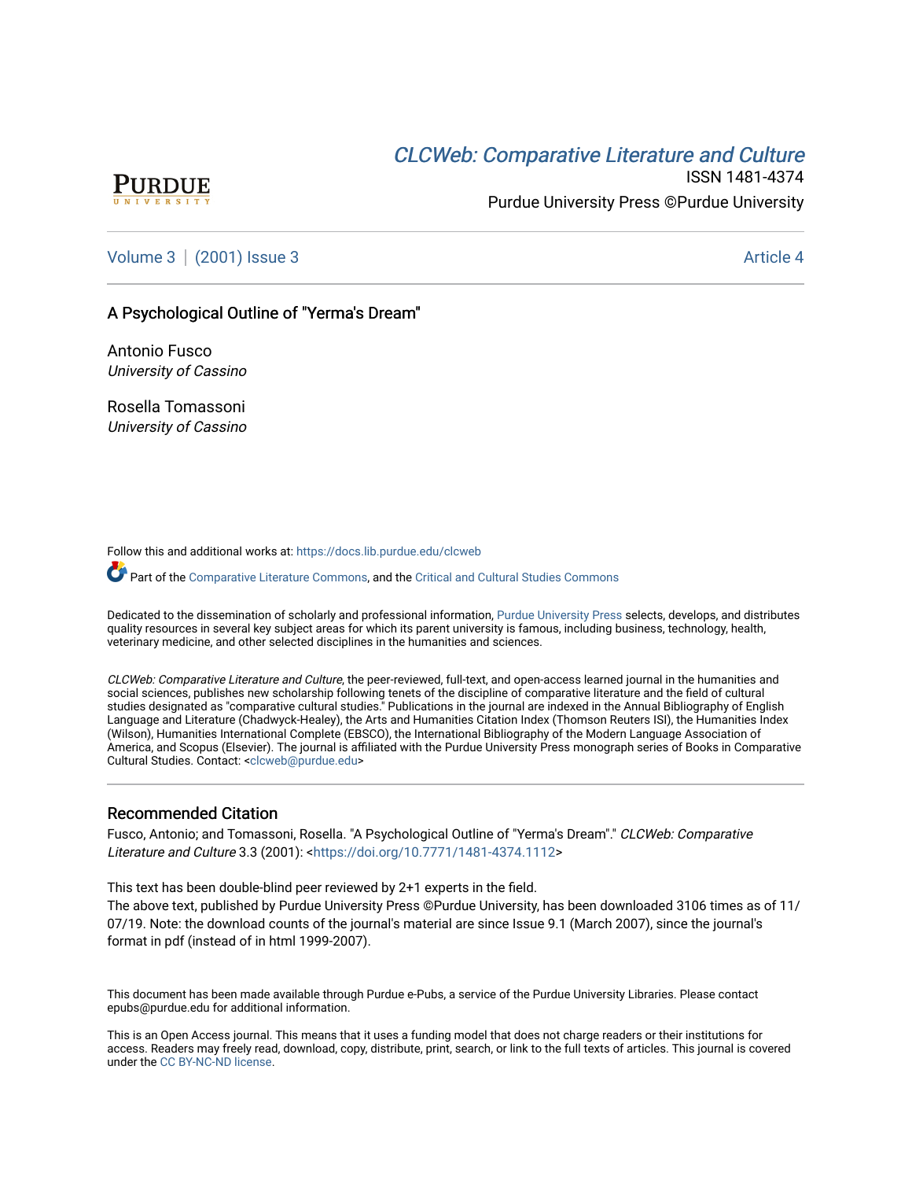CLCWeb: Comparative Literature and Culture

ISSN 1481-4374

Purdue University Press ©Purdue University

Volume 3 | (2001) Issue 3 Article 4

# A Psychological Outline of "Yerma's Dream"

Antonio Fusco
*University of Cassino*

Rosella Tomassoni
*University of Cassino*

Follow this and additional works at: https://docs.lib.purdue.edu/clcweb

Part of the Comparative Literature Commons, and the Critical and Cultural Studies Commons

Dedicated to the dissemination of scholarly and professional information, Purdue University Press selects, develops, and distributes quality resources in several key subject areas for which its parent university is famous, including business, technology, health, veterinary medicine, and other selected disciplines in the humanities and sciences.

*CLCWeb: Comparative Literature and Culture*, the peer-reviewed, full-text, and open-access learned journal in the humanities and social sciences, publishes new scholarship following tenets of the discipline of comparative literature and the field of cultural studies designated as "comparative cultural studies." Publications in the journal are indexed in the Annual Bibliography of English Language and Literature (Chadwyck-Healey), the Arts and Humanities Citation Index (Thomson Reuters ISI), the Humanities Index (Wilson), Humanities International Complete (EBSCO), the International Bibliography of the Modern Language Association of America, and Scopus (Elsevier). The journal is affiliated with the Purdue University Press monograph series of Books in Comparative Cultural Studies. Contact: <clcweb@purdue.edu>

## Recommended Citation

Fusco, Antonio; and Tomassoni, Rosella. "A Psychological Outline of "Yerma's Dream"." *CLCWeb: Comparative Literature and Culture* 3.3 (2001): <https://doi.org/10.7771/1481-4374.1112>

This text has been double-blind peer reviewed by 2+1 experts in the field.
The above text, published by Purdue University Press ©Purdue University, has been downloaded 3106 times as of 11/07/19. Note: the download counts of the journal's material are since Issue 9.1 (March 2007), since the journal's format in pdf (instead of in html 1999-2007).

This document has been made available through Purdue e-Pubs, a service of the Purdue University Libraries. Please contact epubs@purdue.edu for additional information.

This is an Open Access journal. This means that it uses a funding model that does not charge readers or their institutions for access. Readers may freely read, download, copy, distribute, print, search, or link to the full texts of articles. This journal is covered under the CC BY-NC-ND license.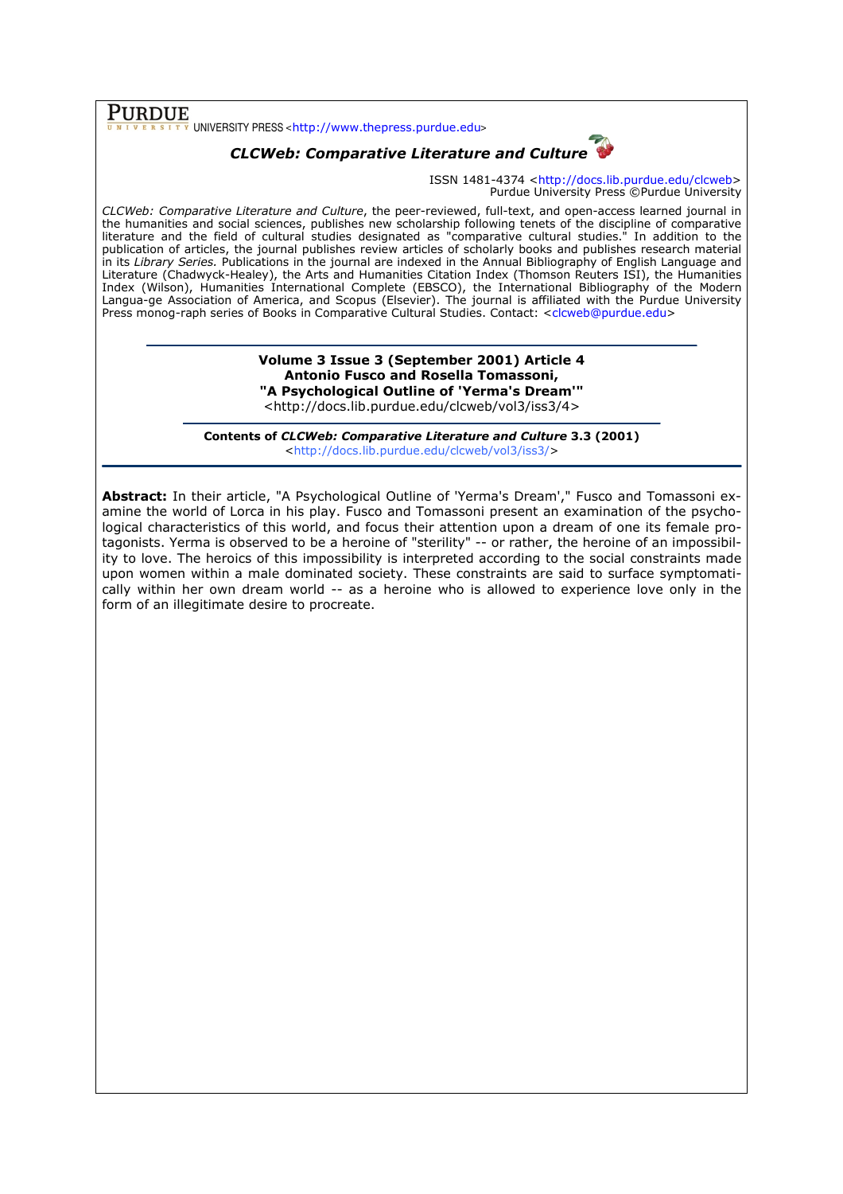PURDUE UNIVERSITY PRESS <http://www.thepress.purdue.edu>

***CLCWeb: Comparative Literature and Culture***

ISSN 1481-4374 <http://docs.lib.purdue.edu/clcweb>
Purdue University Press ©Purdue University

*CLCWeb: Comparative Literature and Culture*, the peer-reviewed, full-text, and open-access learned journal in the humanities and social sciences, publishes new scholarship following tenets of the discipline of comparative literature and the field of cultural studies designated as "comparative cultural studies." In addition to the publication of articles, the journal publishes review articles of scholarly books and publishes research material in its *Library Series.* Publications in the journal are indexed in the Annual Bibliography of English Language and Literature (Chadwyck-Healey), the Arts and Humanities Citation Index (Thomson Reuters ISI), the Humanities Index (Wilson), Humanities International Complete (EBSCO), the International Bibliography of the Modern Langua-ge Association of America, and Scopus (Elsevier). The journal is affiliated with the Purdue University Press monog-raph series of Books in Comparative Cultural Studies. Contact: <clcweb@purdue.edu>

---

**Volume 3 Issue 3 (September 2001) Article 4**
**Antonio Fusco and Rosella Tomassoni,**
**"A Psychological Outline of 'Yerma's Dream'"**
<http://docs.lib.purdue.edu/clcweb/vol3/iss3/4>

---

**Contents of *CLCWeb: Comparative Literature and Culture* 3.3 (2001)**
<http://docs.lib.purdue.edu/clcweb/vol3/iss3/>

---

**Abstract:** In their article, "A Psychological Outline of 'Yerma's Dream'," Fusco and Tomassoni examine the world of Lorca in his play. Fusco and Tomassoni present an examination of the psychological characteristics of this world, and focus their attention upon a dream of one its female protagonists. Yerma is observed to be a heroine of "sterility" -- or rather, the heroine of an impossibility to love. The heroics of this impossibility is interpreted according to the social constraints made upon women within a male dominated society. These constraints are said to surface symptomatically within her own dream world -- as a heroine who is allowed to experience love only in the form of an illegitimate desire to procreate.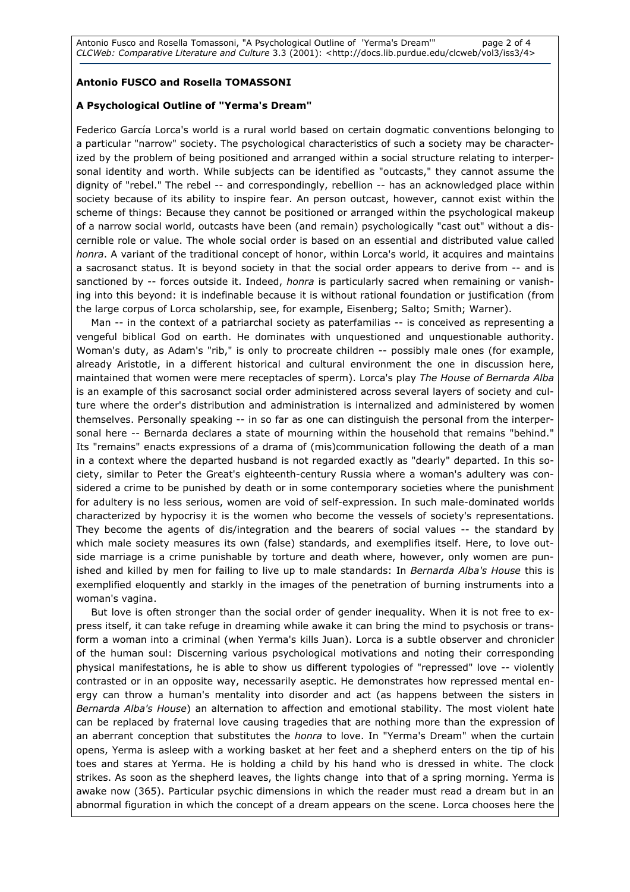**Antonio FUSCO and Rosella TOMASSONI**

**A Psychological Outline of "Yerma's Dream"**

Federico García Lorca's world is a rural world based on certain dogmatic conventions belonging to a particular "narrow" society. The psychological characteristics of such a society may be characterized by the problem of being positioned and arranged within a social structure relating to interpersonal identity and worth. While subjects can be identified as "outcasts," they cannot assume the dignity of "rebel." The rebel -- and correspondingly, rebellion -- has an acknowledged place within society because of its ability to inspire fear. An person outcast, however, cannot exist within the scheme of things: Because they cannot be positioned or arranged within the psychological makeup of a narrow social world, outcasts have been (and remain) psychologically "cast out" without a discernible role or value. The whole social order is based on an essential and distributed value called *honra*. A variant of the traditional concept of honor, within Lorca's world, it acquires and maintains a sacrosanct status. It is beyond society in that the social order appears to derive from -- and is sanctioned by -- forces outside it. Indeed, *honra* is particularly sacred when remaining or vanishing into this beyond: it is indefinable because it is without rational foundation or justification (from the large corpus of Lorca scholarship, see, for example, Eisenberg; Salto; Smith; Warner).

Man -- in the context of a patriarchal society as paterfamilias -- is conceived as representing a vengeful biblical God on earth. He dominates with unquestioned and unquestionable authority. Woman's duty, as Adam's "rib," is only to procreate children -- possibly male ones (for example, already Aristotle, in a different historical and cultural environment the one in discussion here, maintained that women were mere receptacles of sperm). Lorca's play *The House of Bernarda Alba* is an example of this sacrosanct social order administered across several layers of society and culture where the order's distribution and administration is internalized and administered by women themselves. Personally speaking -- in so far as one can distinguish the personal from the interpersonal here -- Bernarda declares a state of mourning within the household that remains "behind." Its "remains" enacts expressions of a drama of (mis)communication following the death of a man in a context where the departed husband is not regarded exactly as "dearly" departed. In this society, similar to Peter the Great's eighteenth-century Russia where a woman's adultery was considered a crime to be punished by death or in some contemporary societies where the punishment for adultery is no less serious, women are void of self-expression. In such male-dominated worlds characterized by hypocrisy it is the women who become the vessels of society's representations. They become the agents of dis/integration and the bearers of social values -- the standard by which male society measures its own (false) standards, and exemplifies itself. Here, to love outside marriage is a crime punishable by torture and death where, however, only women are punished and killed by men for failing to live up to male standards: In *Bernarda Alba's House* this is exemplified eloquently and starkly in the images of the penetration of burning instruments into a woman's vagina.

But love is often stronger than the social order of gender inequality. When it is not free to express itself, it can take refuge in dreaming while awake it can bring the mind to psychosis or transform a woman into a criminal (when Yerma's kills Juan). Lorca is a subtle observer and chronicler of the human soul: Discerning various psychological motivations and noting their corresponding physical manifestations, he is able to show us different typologies of "repressed" love -- violently contrasted or in an opposite way, necessarily aseptic. He demonstrates how repressed mental energy can throw a human's mentality into disorder and act (as happens between the sisters in *Bernarda Alba's House*) an alternation to affection and emotional stability. The most violent hate can be replaced by fraternal love causing tragedies that are nothing more than the expression of an aberrant conception that substitutes the *honra* to love. In "Yerma's Dream" when the curtain opens, Yerma is asleep with a working basket at her feet and a shepherd enters on the tip of his toes and stares at Yerma. He is holding a child by his hand who is dressed in white. The clock strikes. As soon as the shepherd leaves, the lights change into that of a spring morning. Yerma is awake now (365). Particular psychic dimensions in which the reader must read a dream but in an abnormal figuration in which the concept of a dream appears on the scene. Lorca chooses here the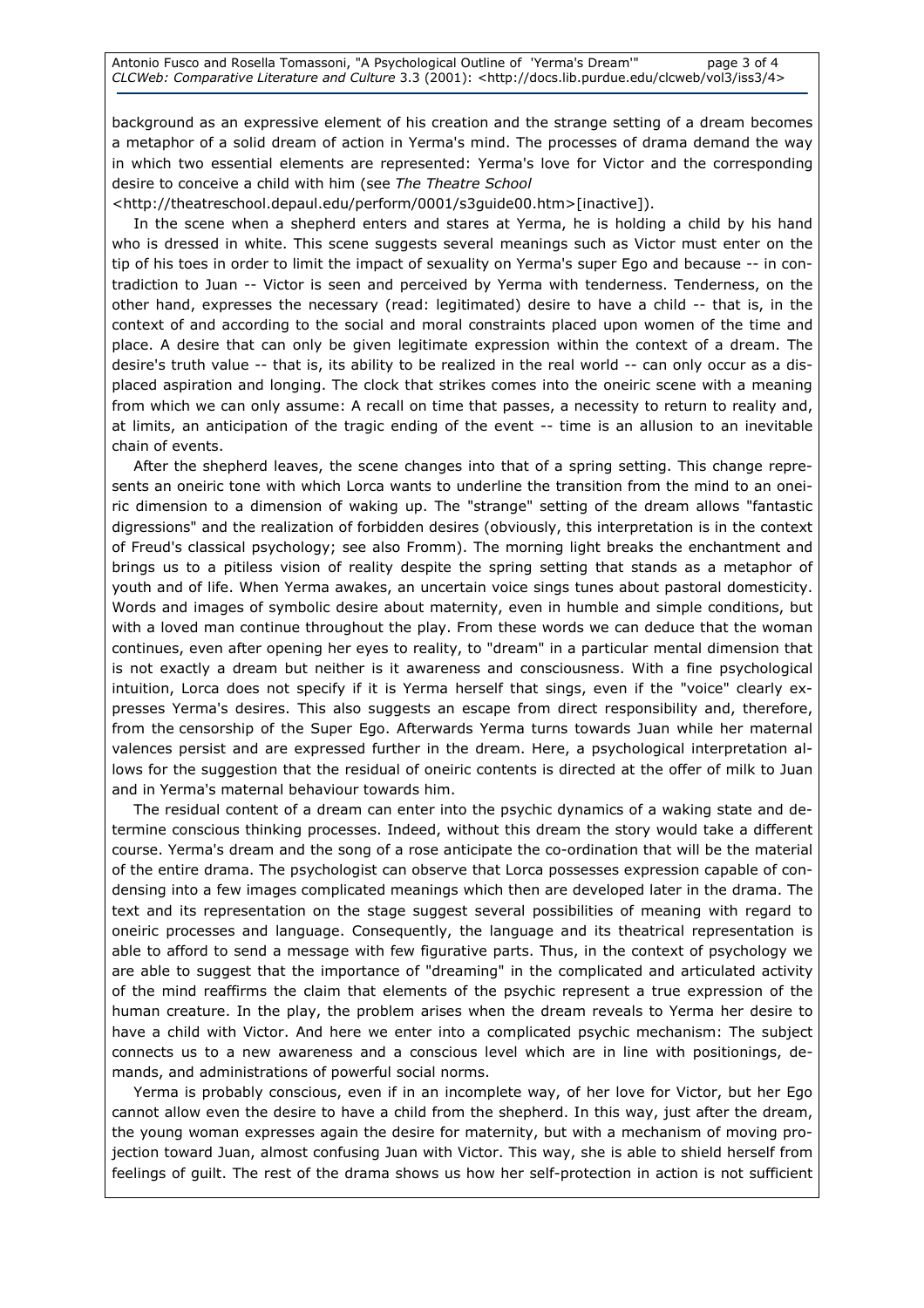background as an expressive element of his creation and the strange setting of a dream becomes a metaphor of a solid dream of action in Yerma's mind. The processes of drama demand the way in which two essential elements are represented: Yerma's love for Victor and the corresponding desire to conceive a child with him (see *The Theatre School* <http://theatreschool.depaul.edu/perform/0001/s3guide00.htm>[inactive]).

In the scene when a shepherd enters and stares at Yerma, he is holding a child by his hand who is dressed in white. This scene suggests several meanings such as Victor must enter on the tip of his toes in order to limit the impact of sexuality on Yerma's super Ego and because -- in contradiction to Juan -- Victor is seen and perceived by Yerma with tenderness. Tenderness, on the other hand, expresses the necessary (read: legitimated) desire to have a child -- that is, in the context of and according to the social and moral constraints placed upon women of the time and place. A desire that can only be given legitimate expression within the context of a dream. The desire's truth value -- that is, its ability to be realized in the real world -- can only occur as a displaced aspiration and longing. The clock that strikes comes into the oneiric scene with a meaning from which we can only assume: A recall on time that passes, a necessity to return to reality and, at limits, an anticipation of the tragic ending of the event -- time is an allusion to an inevitable chain of events.

After the shepherd leaves, the scene changes into that of a spring setting. This change represents an oneiric tone with which Lorca wants to underline the transition from the mind to an oneiric dimension to a dimension of waking up. The "strange" setting of the dream allows "fantastic digressions" and the realization of forbidden desires (obviously, this interpretation is in the context of Freud's classical psychology; see also Fromm). The morning light breaks the enchantment and brings us to a pitiless vision of reality despite the spring setting that stands as a metaphor of youth and of life. When Yerma awakes, an uncertain voice sings tunes about pastoral domesticity. Words and images of symbolic desire about maternity, even in humble and simple conditions, but with a loved man continue throughout the play. From these words we can deduce that the woman continues, even after opening her eyes to reality, to "dream" in a particular mental dimension that is not exactly a dream but neither is it awareness and consciousness. With a fine psychological intuition, Lorca does not specify if it is Yerma herself that sings, even if the "voice" clearly expresses Yerma's desires. This also suggests an escape from direct responsibility and, therefore, from the censorship of the Super Ego. Afterwards Yerma turns towards Juan while her maternal valences persist and are expressed further in the dream. Here, a psychological interpretation allows for the suggestion that the residual of oneiric contents is directed at the offer of milk to Juan and in Yerma's maternal behaviour towards him.

The residual content of a dream can enter into the psychic dynamics of a waking state and determine conscious thinking processes. Indeed, without this dream the story would take a different course. Yerma's dream and the song of a rose anticipate the co-ordination that will be the material of the entire drama. The psychologist can observe that Lorca possesses expression capable of condensing into a few images complicated meanings which then are developed later in the drama. The text and its representation on the stage suggest several possibilities of meaning with regard to oneiric processes and language. Consequently, the language and its theatrical representation is able to afford to send a message with few figurative parts. Thus, in the context of psychology we are able to suggest that the importance of "dreaming" in the complicated and articulated activity of the mind reaffirms the claim that elements of the psychic represent a true expression of the human creature. In the play, the problem arises when the dream reveals to Yerma her desire to have a child with Victor. And here we enter into a complicated psychic mechanism: The subject connects us to a new awareness and a conscious level which are in line with positionings, demands, and administrations of powerful social norms.

Yerma is probably conscious, even if in an incomplete way, of her love for Victor, but her Ego cannot allow even the desire to have a child from the shepherd. In this way, just after the dream, the young woman expresses again the desire for maternity, but with a mechanism of moving projection toward Juan, almost confusing Juan with Victor. This way, she is able to shield herself from feelings of guilt. The rest of the drama shows us how her self-protection in action is not sufficient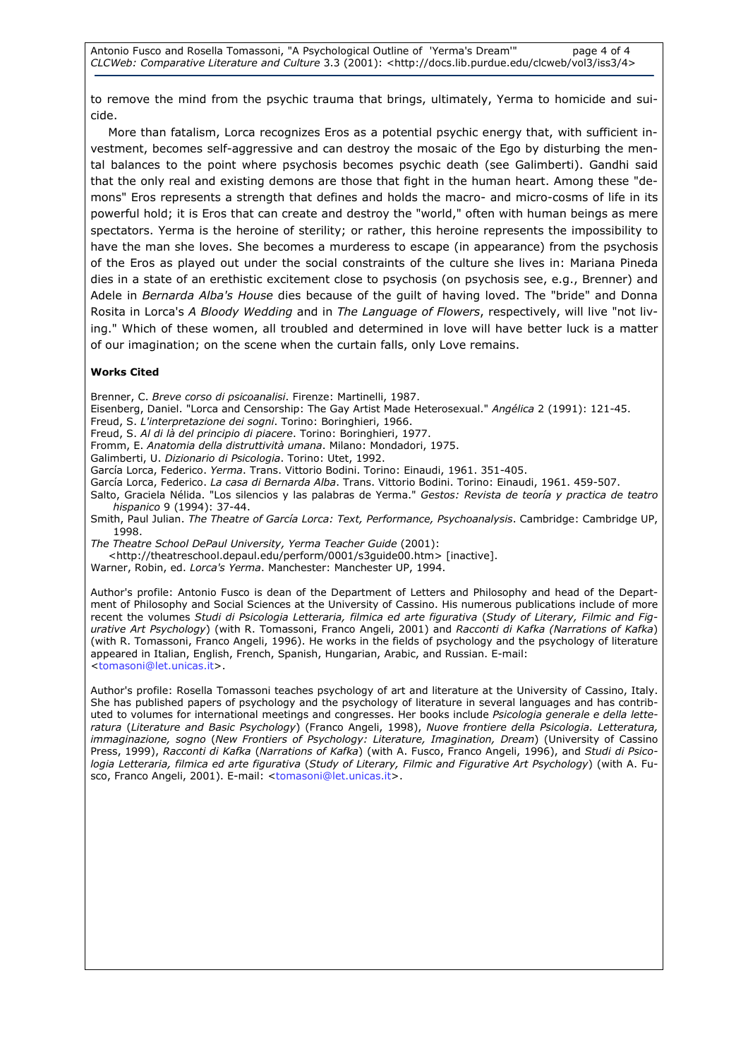to remove the mind from the psychic trauma that brings, ultimately, Yerma to homicide and suicide.

More than fatalism, Lorca recognizes Eros as a potential psychic energy that, with sufficient investment, becomes self-aggressive and can destroy the mosaic of the Ego by disturbing the mental balances to the point where psychosis becomes psychic death (see Galimberti). Gandhi said that the only real and existing demons are those that fight in the human heart. Among these "demons" Eros represents a strength that defines and holds the macro- and micro-cosms of life in its powerful hold; it is Eros that can create and destroy the "world," often with human beings as mere spectators. Yerma is the heroine of sterility; or rather, this heroine represents the impossibility to have the man she loves. She becomes a murderess to escape (in appearance) from the psychosis of the Eros as played out under the social constraints of the culture she lives in: Mariana Pineda dies in a state of an erethistic excitement close to psychosis (on psychosis see, e.g., Brenner) and Adele in *Bernarda Alba's House* dies because of the guilt of having loved. The "bride" and Donna Rosita in Lorca's *A Bloody Wedding* and in *The Language of Flowers*, respectively, will live "not living." Which of these women, all troubled and determined in love will have better luck is a matter of our imagination; on the scene when the curtain falls, only Love remains.

**Works Cited**

Brenner, C. *Breve corso di psicoanalisi*. Firenze: Martinelli, 1987.

Eisenberg, Daniel. "Lorca and Censorship: The Gay Artist Made Heterosexual." *Angélica* 2 (1991): 121-45.

Freud, S. *L'interpretazione dei sogni*. Torino: Boringhieri, 1966.

Freud, S. *Al di là del principio di piacere*. Torino: Boringhieri, 1977.

Fromm, E. *Anatomia della distruttività umana*. Milano: Mondadori, 1975.

Galimberti, U. *Dizionario di Psicologia*. Torino: Utet, 1992.

García Lorca, Federico. *Yerma*. Trans. Vittorio Bodini. Torino: Einaudi, 1961. 351-405.

García Lorca, Federico. *La casa di Bernarda Alba*. Trans. Vittorio Bodini. Torino: Einaudi, 1961. 459-507.

Salto, Graciela Nélida. "Los silencios y las palabras de Yerma." *Gestos: Revista de teoría y practica de teatro hispanico* 9 (1994): 37-44.

Smith, Paul Julian. *The Theatre of García Lorca: Text, Performance, Psychoanalysis*. Cambridge: Cambridge UP, 1998.

*The Theatre School DePaul University, Yerma Teacher Guide* (2001): <http://theatreschool.depaul.edu/perform/0001/s3guide00.htm> [inactive].

Warner, Robin, ed. *Lorca's Yerma*. Manchester: Manchester UP, 1994.

Author's profile: Antonio Fusco is dean of the Department of Letters and Philosophy and head of the Department of Philosophy and Social Sciences at the University of Cassino. His numerous publications include of more recent the volumes *Studi di Psicologia Letteraria, filmica ed arte figurativa* (*Study of Literary, Filmic and Figurative Art Psychology*) (with R. Tomassoni, Franco Angeli, 2001) and *Racconti di Kafka (Narrations of Kafka*) (with R. Tomassoni, Franco Angeli, 1996). He works in the fields of psychology and the psychology of literature appeared in Italian, English, French, Spanish, Hungarian, Arabic, and Russian. E-mail: <tomasoni@let.unicas.it>.

Author's profile: Rosella Tomassoni teaches psychology of art and literature at the University of Cassino, Italy. She has published papers of psychology and the psychology of literature in several languages and has contributed to volumes for international meetings and congresses. Her books include *Psicologia generale e della letteratura* (*Literature and Basic Psychology*) (Franco Angeli, 1998), *Nuove frontiere della Psicologia. Letteratura, immaginazione, sogno* (*New Frontiers of Psychology: Literature, Imagination, Dream*) (University of Cassino Press, 1999), *Racconti di Kafka* (*Narrations of Kafka*) (with A. Fusco, Franco Angeli, 1996), and *Studi di Psicologia Letteraria, filmica ed arte figurativa* (*Study of Literary, Filmic and Figurative Art Psychology*) (with A. Fusco, Franco Angeli, 2001). E-mail: <tomasoni@let.unicas.it>.